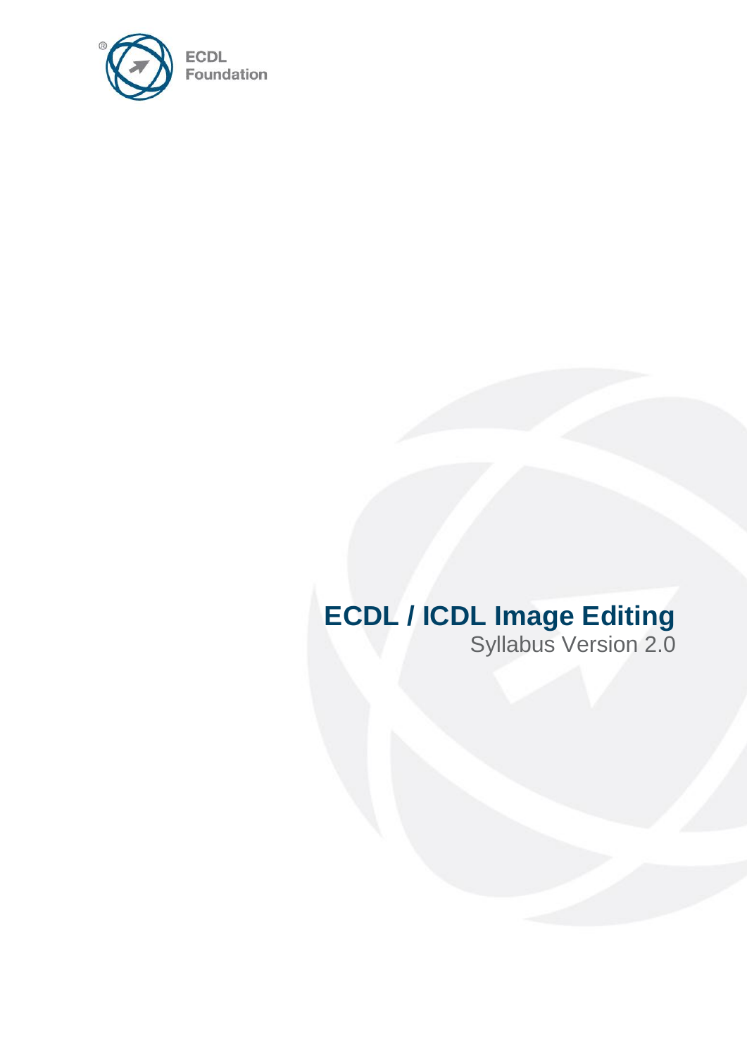ECDL Foundation

# ECDL / ICDL Image Editing

Syllabus Version 2.0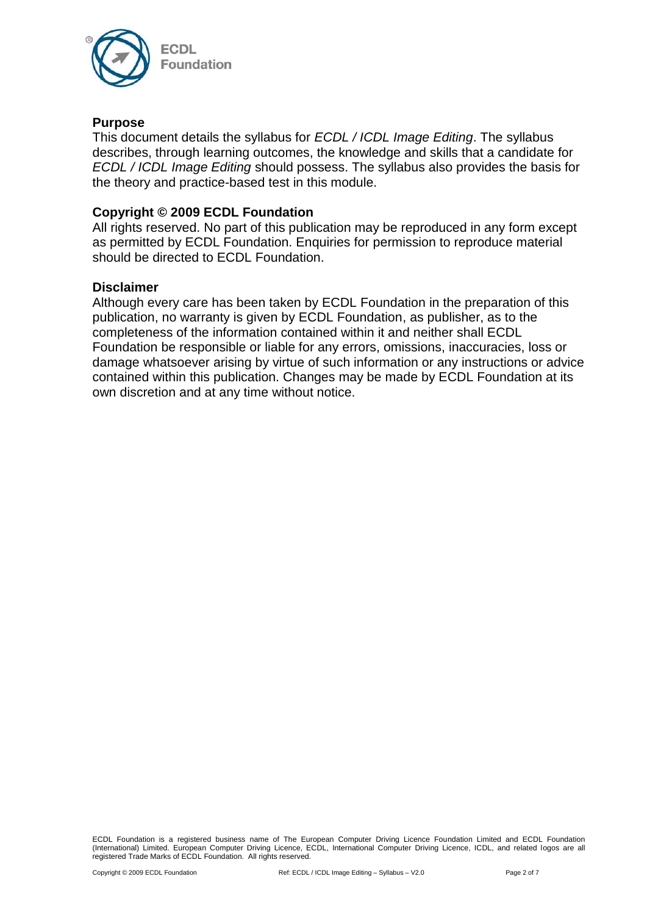## Purpose

This document details the syllabus for *ECDL / ICDL Image Editing*. The syllabus describes, through learning outcomes, the knowledge and skills that a candidate for *ECDL / ICDL Image Editing* should possess. The syllabus also provides the basis for the theory and practice-based test in this module.

## Copyright © 2009 ECDL Foundation

All rights reserved. No part of this publication may be reproduced in any form except as permitted by ECDL Foundation. Enquiries for permission to reproduce material should be directed to ECDL Foundation.

## Disclaimer

Although every care has been taken by ECDL Foundation in the preparation of this publication, no warranty is given by ECDL Foundation, as publisher, as to the completeness of the information contained within it and neither shall ECDL Foundation be responsible or liable for any errors, omissions, inaccuracies, loss or damage whatsoever arising by virtue of such information or any instructions or advice contained within this publication. Changes may be made by ECDL Foundation at its own discretion and at any time without notice.

ECDL Foundation is a registered business name of The European Computer Driving Licence Foundation Limited and ECDL Foundation (International) Limited. European Computer Driving Licence, ECDL, International Computer Driving Licence, ICDL, and related logos are all registered Trade Marks of ECDL Foundation. All rights reserved.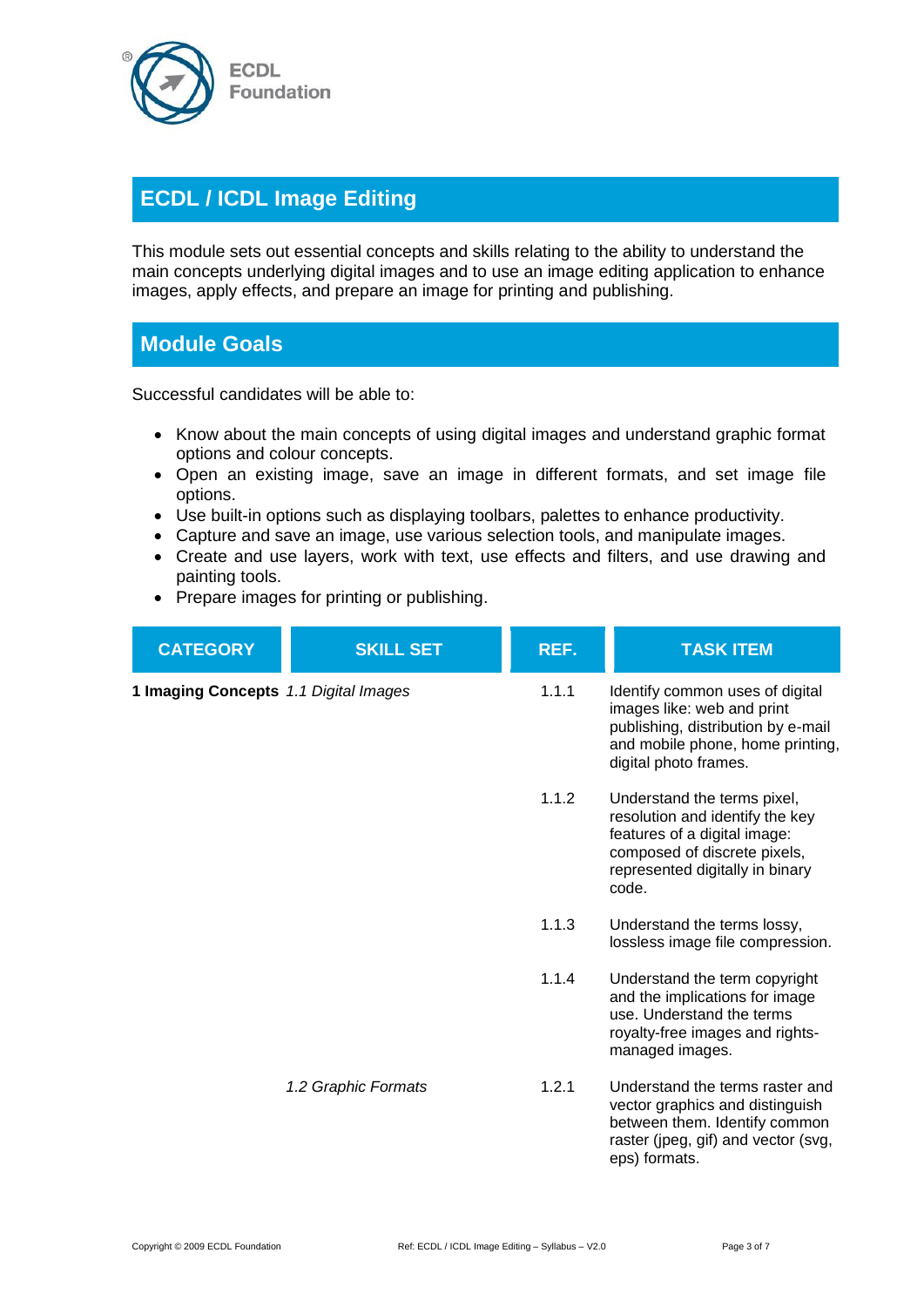## ECDL / ICDL Image Editing

This module sets out essential concepts and skills relating to the ability to understand the main concepts underlying digital images and to use an image editing application to enhance images, apply effects, and prepare an image for printing and publishing.

## Module Goals

Successful candidates will be able to:

- Know about the main concepts of using digital images and understand graphic format options and colour concepts.
- Open an existing image, save an image in different formats, and set image file options.
- Use built-in options such as displaying toolbars, palettes to enhance productivity.
- Capture and save an image, use various selection tools, and manipulate images.
- Create and use layers, work with text, use effects and filters, and use drawing and painting tools.
- Prepare images for printing or publishing.

| CATEGORY | SKILL SET | REF. | TASK ITEM |
|---|---|---|---|
| **1 Imaging Concepts** | *1.1 Digital Images* | 1.1.1 | Identify common uses of digital images like: web and print publishing, distribution by e-mail and mobile phone, home printing, digital photo frames. |
| | | 1.1.2 | Understand the terms pixel, resolution and identify the key features of a digital image: composed of discrete pixels, represented digitally in binary code. |
| | | 1.1.3 | Understand the terms lossy, lossless image file compression. |
| | | 1.1.4 | Understand the term copyright and the implications for image use. Understand the terms royalty-free images and rights-managed images. |
| | *1.2 Graphic Formats* | 1.2.1 | Understand the terms raster and vector graphics and distinguish between them. Identify common raster (jpeg, gif) and vector (svg, eps) formats. |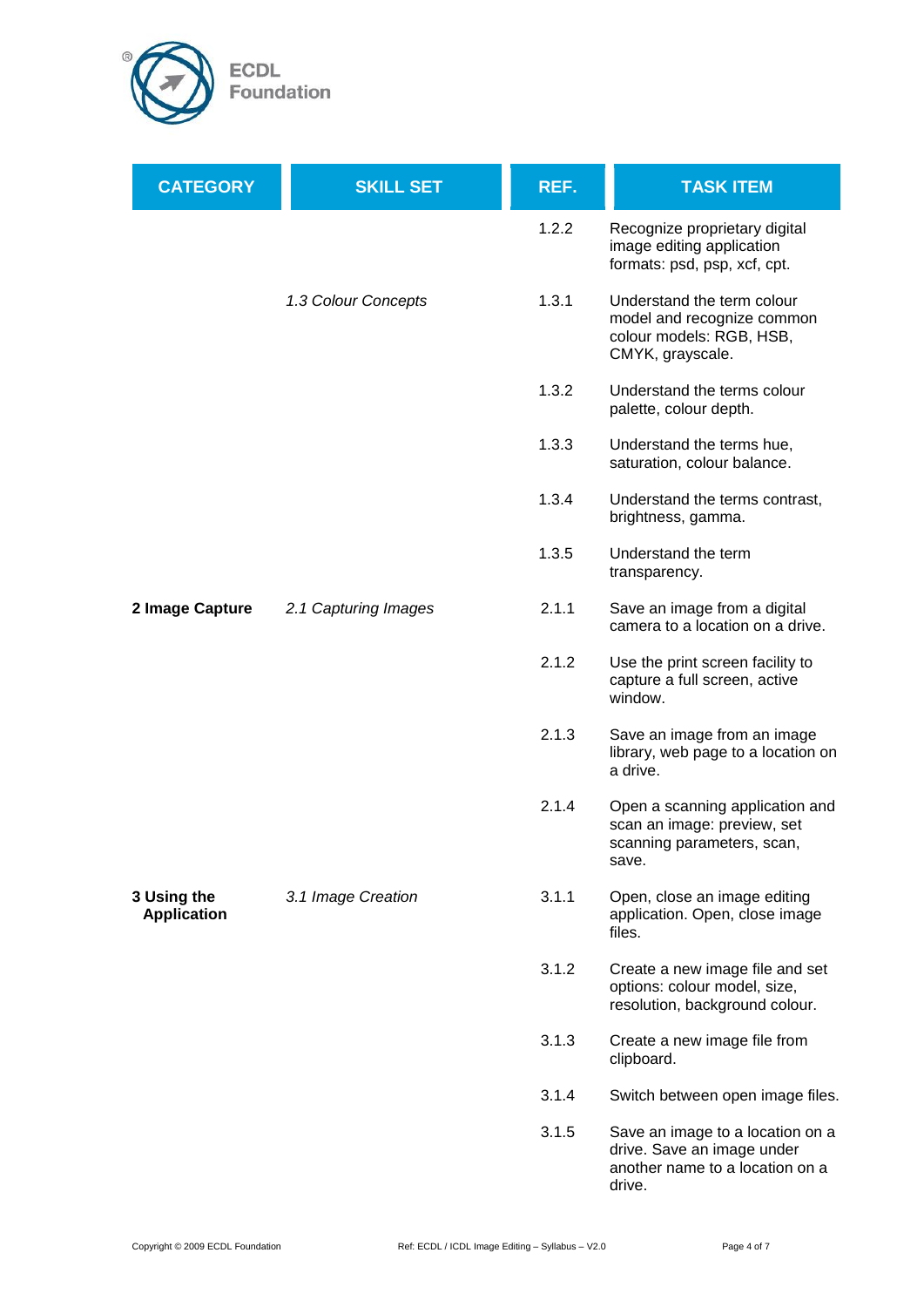| CATEGORY | SKILL SET | REF. | TASK ITEM |
|---|---|---|---|
| | | 1.2.2 | Recognize proprietary digital image editing application formats: psd, psp, xcf, cpt. |
| | *1.3 Colour Concepts* | 1.3.1 | Understand the term colour model and recognize common colour models: RGB, HSB, CMYK, grayscale. |
| | | 1.3.2 | Understand the terms colour palette, colour depth. |
| | | 1.3.3 | Understand the terms hue, saturation, colour balance. |
| | | 1.3.4 | Understand the terms contrast, brightness, gamma. |
| | | 1.3.5 | Understand the term transparency. |
| **2 Image Capture** | *2.1 Capturing Images* | 2.1.1 | Save an image from a digital camera to a location on a drive. |
| | | 2.1.2 | Use the print screen facility to capture a full screen, active window. |
| | | 2.1.3 | Save an image from an image library, web page to a location on a drive. |
| | | 2.1.4 | Open a scanning application and scan an image: preview, set scanning parameters, scan, save. |
| **3 Using the Application** | *3.1 Image Creation* | 3.1.1 | Open, close an image editing application. Open, close image files. |
| | | 3.1.2 | Create a new image file and set options: colour model, size, resolution, background colour. |
| | | 3.1.3 | Create a new image file from clipboard. |
| | | 3.1.4 | Switch between open image files. |
| | | 3.1.5 | Save an image to a location on a drive. Save an image under another name to a location on a drive. |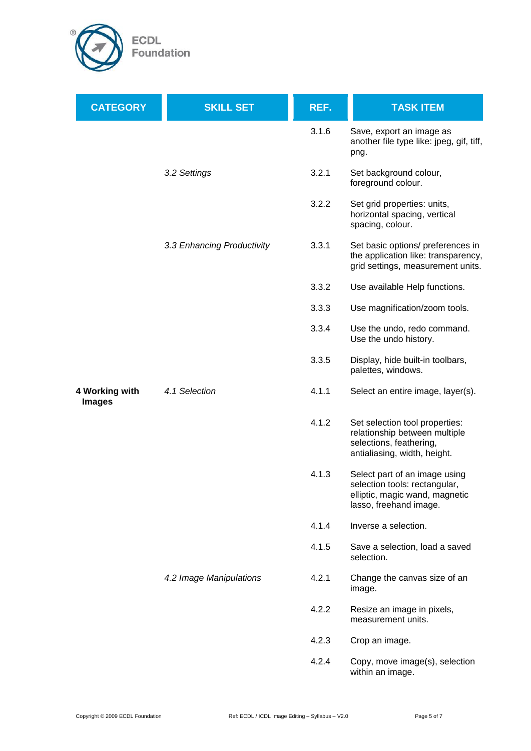| CATEGORY | SKILL SET | REF. | TASK ITEM |
|---|---|---|---|
| | | 3.1.6 | Save, export an image as another file type like: jpeg, gif, tiff, png. |
| | *3.2 Settings* | 3.2.1 | Set background colour, foreground colour. |
| | | 3.2.2 | Set grid properties: units, horizontal spacing, vertical spacing, colour. |
| | *3.3 Enhancing Productivity* | 3.3.1 | Set basic options/ preferences in the application like: transparency, grid settings, measurement units. |
| | | 3.3.2 | Use available Help functions. |
| | | 3.3.3 | Use magnification/zoom tools. |
| | | 3.3.4 | Use the undo, redo command. Use the undo history. |
| | | 3.3.5 | Display, hide built-in toolbars, palettes, windows. |
| **4 Working with Images** | *4.1 Selection* | 4.1.1 | Select an entire image, layer(s). |
| | | 4.1.2 | Set selection tool properties: relationship between multiple selections, feathering, antialiasing, width, height. |
| | | 4.1.3 | Select part of an image using selection tools: rectangular, elliptic, magic wand, magnetic lasso, freehand image. |
| | | 4.1.4 | Inverse a selection. |
| | | 4.1.5 | Save a selection, load a saved selection. |
| | *4.2 Image Manipulations* | 4.2.1 | Change the canvas size of an image. |
| | | 4.2.2 | Resize an image in pixels, measurement units. |
| | | 4.2.3 | Crop an image. |
| | | 4.2.4 | Copy, move image(s), selection within an image. |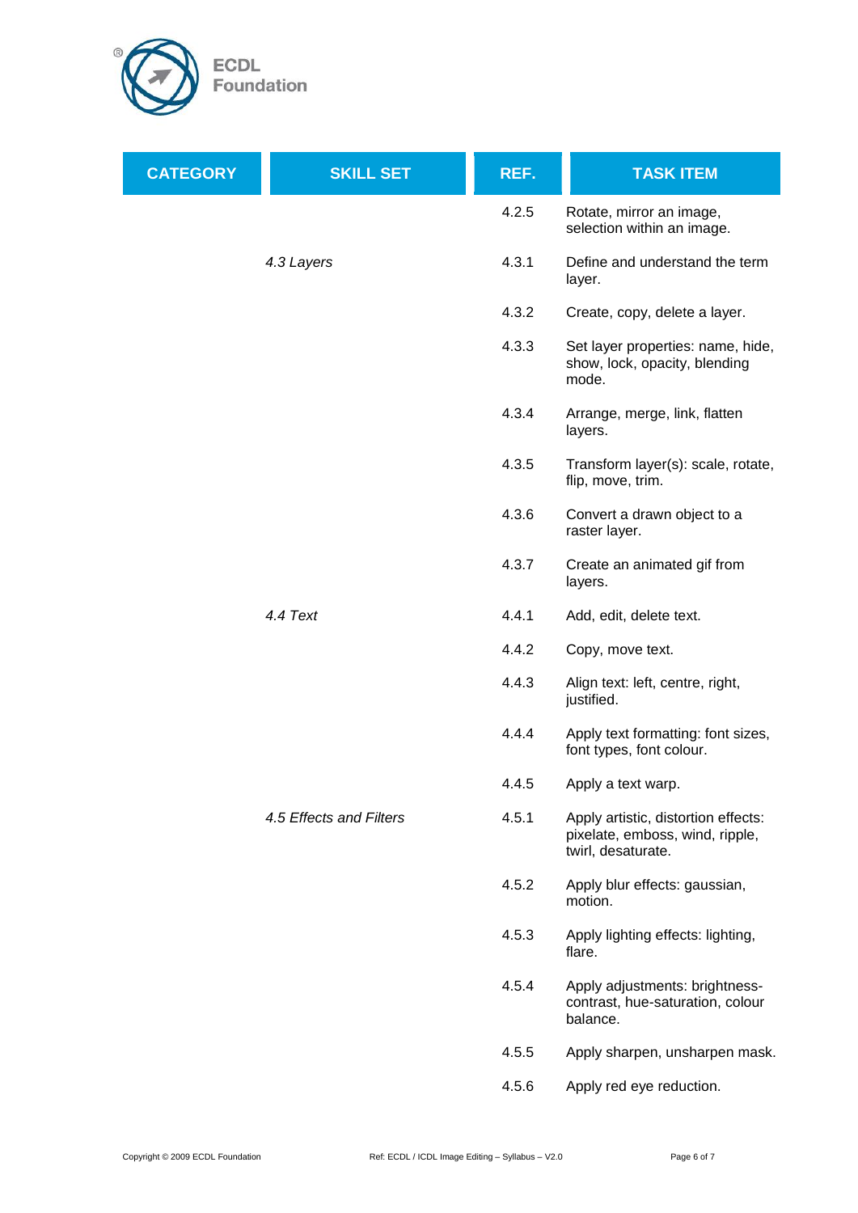| CATEGORY | SKILL SET | REF. | TASK ITEM |
|---|---|---|---|
| | | 4.2.5 | Rotate, mirror an image, selection within an image. |
| | *4.3 Layers* | 4.3.1 | Define and understand the term layer. |
| | | 4.3.2 | Create, copy, delete a layer. |
| | | 4.3.3 | Set layer properties: name, hide, show, lock, opacity, blending mode. |
| | | 4.3.4 | Arrange, merge, link, flatten layers. |
| | | 4.3.5 | Transform layer(s): scale, rotate, flip, move, trim. |
| | | 4.3.6 | Convert a drawn object to a raster layer. |
| | | 4.3.7 | Create an animated gif from layers. |
| | *4.4 Text* | 4.4.1 | Add, edit, delete text. |
| | | 4.4.2 | Copy, move text. |
| | | 4.4.3 | Align text: left, centre, right, justified. |
| | | 4.4.4 | Apply text formatting: font sizes, font types, font colour. |
| | | 4.4.5 | Apply a text warp. |
| | *4.5 Effects and Filters* | 4.5.1 | Apply artistic, distortion effects: pixelate, emboss, wind, ripple, twirl, desaturate. |
| | | 4.5.2 | Apply blur effects: gaussian, motion. |
| | | 4.5.3 | Apply lighting effects: lighting, flare. |
| | | 4.5.4 | Apply adjustments: brightness-contrast, hue-saturation, colour balance. |
| | | 4.5.5 | Apply sharpen, unsharpen mask. |
| | | 4.5.6 | Apply red eye reduction. |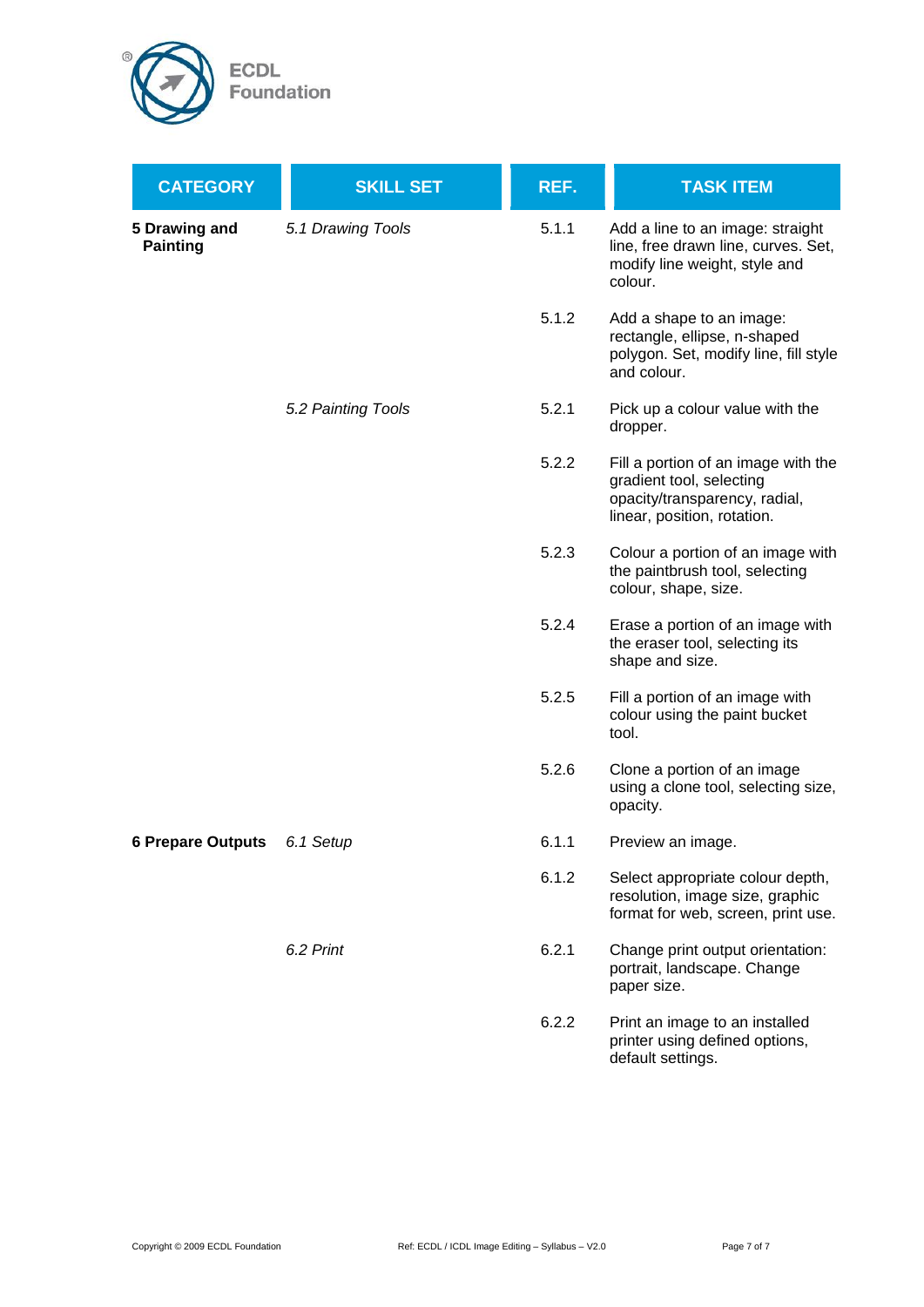ECDL Foundation

| CATEGORY | SKILL SET | REF. | TASK ITEM |
|---|---|---|---|
| **5 Drawing and Painting** | *5.1 Drawing Tools* | 5.1.1 | Add a line to an image: straight line, free drawn line, curves. Set, modify line weight, style and colour. |
| | | 5.1.2 | Add a shape to an image: rectangle, ellipse, n-shaped polygon. Set, modify line, fill style and colour. |
| | *5.2 Painting Tools* | 5.2.1 | Pick up a colour value with the dropper. |
| | | 5.2.2 | Fill a portion of an image with the gradient tool, selecting opacity/transparency, radial, linear, position, rotation. |
| | | 5.2.3 | Colour a portion of an image with the paintbrush tool, selecting colour, shape, size. |
| | | 5.2.4 | Erase a portion of an image with the eraser tool, selecting its shape and size. |
| | | 5.2.5 | Fill a portion of an image with colour using the paint bucket tool. |
| | | 5.2.6 | Clone a portion of an image using a clone tool, selecting size, opacity. |
| **6 Prepare Outputs** | *6.1 Setup* | 6.1.1 | Preview an image. |
| | | 6.1.2 | Select appropriate colour depth, resolution, image size, graphic format for web, screen, print use. |
| | *6.2 Print* | 6.2.1 | Change print output orientation: portrait, landscape. Change paper size. |
| | | 6.2.2 | Print an image to an installed printer using defined options, default settings. |